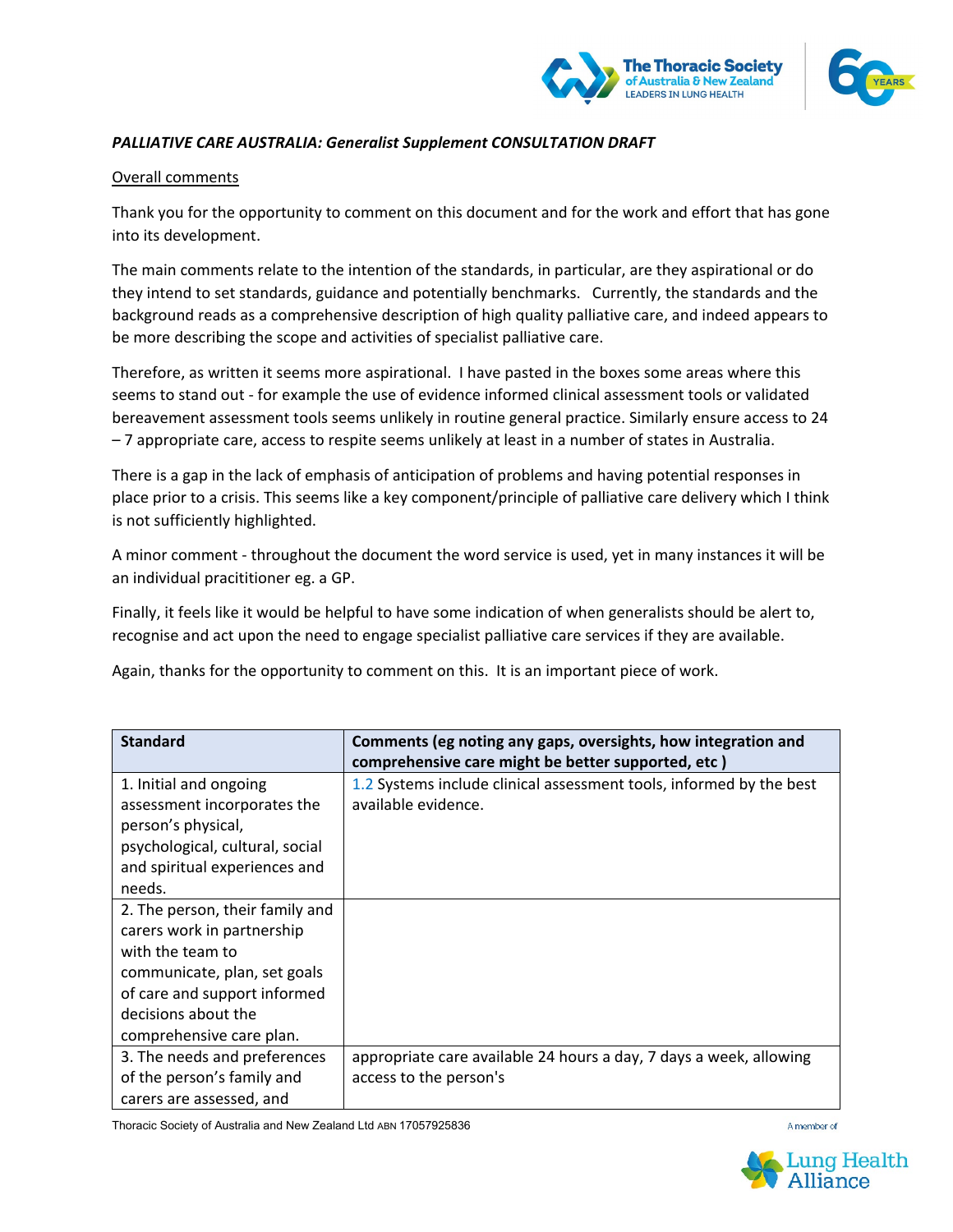*PALLIATIVE CARE AUSTRALIA: Generalist Supplement CONSULTATION DRAFT*

Overall comments

Thank you for the opportunity to comment on this document and for the work and effort that has gone into its development.

The main comments relate to the intention of the standards, in particular, are they aspirational or do they intend to set standards, guidance and potentially benchmarks. Currently, the standards and the background reads as a comprehensive description of high quality palliative care, and indeed appears to be more describing the scope and activities of specialist palliative care.

Therefore, as written it seems more aspirational. I have pasted in the boxes some areas where this seems to stand out - for example the use of evidence informed clinical assessment tools or validated bereavement assessment tools seems unlikely in routine general practice. Similarly ensure access to 24 – 7 appropriate care, access to respite seems unlikely at least in a number of states in Australia.

There is a gap in the lack of emphasis of anticipation of problems and having potential responses in place prior to a crisis. This seems like a key component/principle of palliative care delivery which I think is not sufficiently highlighted.

A minor comment - throughout the document the word service is used, yet in many instances it will be an individual pracititioner eg. a GP.

Finally, it feels like it would be helpful to have some indication of when generalists should be alert to, recognise and act upon the need to engage specialist palliative care services if they are available.

Again, thanks for the opportunity to comment on this. It is an important piece of work.

| Standard | Comments (eg noting any gaps, oversights, how integration and comprehensive care might be better supported, etc ) |
|---|---|
| 1. Initial and ongoing assessment incorporates the person's physical, psychological, cultural, social and spiritual experiences and needs. | 1.2 Systems include clinical assessment tools, informed by the best available evidence. |
| 2. The person, their family and carers work in partnership with the team to communicate, plan, set goals of care and support informed decisions about the comprehensive care plan. | |
| 3. The needs and preferences of the person's family and carers are assessed, and | appropriate care available 24 hours a day, 7 days a week, allowing access to the person's |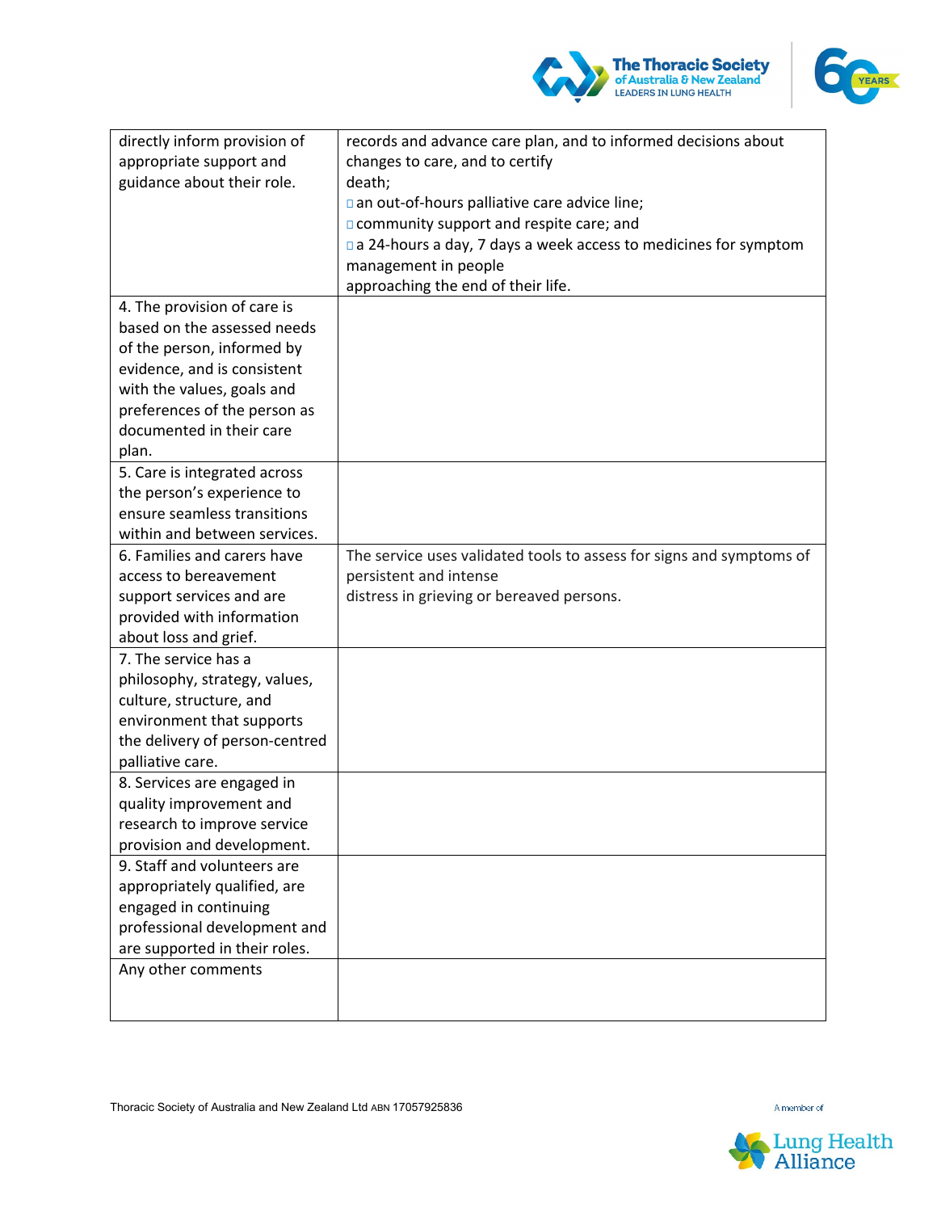| | |
|---|---|
| directly inform provision of appropriate support and guidance about their role. | records and advance care plan, and to informed decisions about changes to care, and to certify death;<br>□ an out-of-hours palliative care advice line;<br>□ community support and respite care; and<br>□ a 24-hours a day, 7 days a week access to medicines for symptom management in people approaching the end of their life. |
| 4. The provision of care is based on the assessed needs of the person, informed by evidence, and is consistent with the values, goals and preferences of the person as documented in their care plan. | |
| 5. Care is integrated across the person's experience to ensure seamless transitions within and between services. | |
| 6. Families and carers have access to bereavement support services and are provided with information about loss and grief. | The service uses validated tools to assess for signs and symptoms of persistent and intense distress in grieving or bereaved persons. |
| 7. The service has a philosophy, strategy, values, culture, structure, and environment that supports the delivery of person-centred palliative care. | |
| 8. Services are engaged in quality improvement and research to improve service provision and development. | |
| 9. Staff and volunteers are appropriately qualified, are engaged in continuing professional development and are supported in their roles. | |
| Any other comments | |